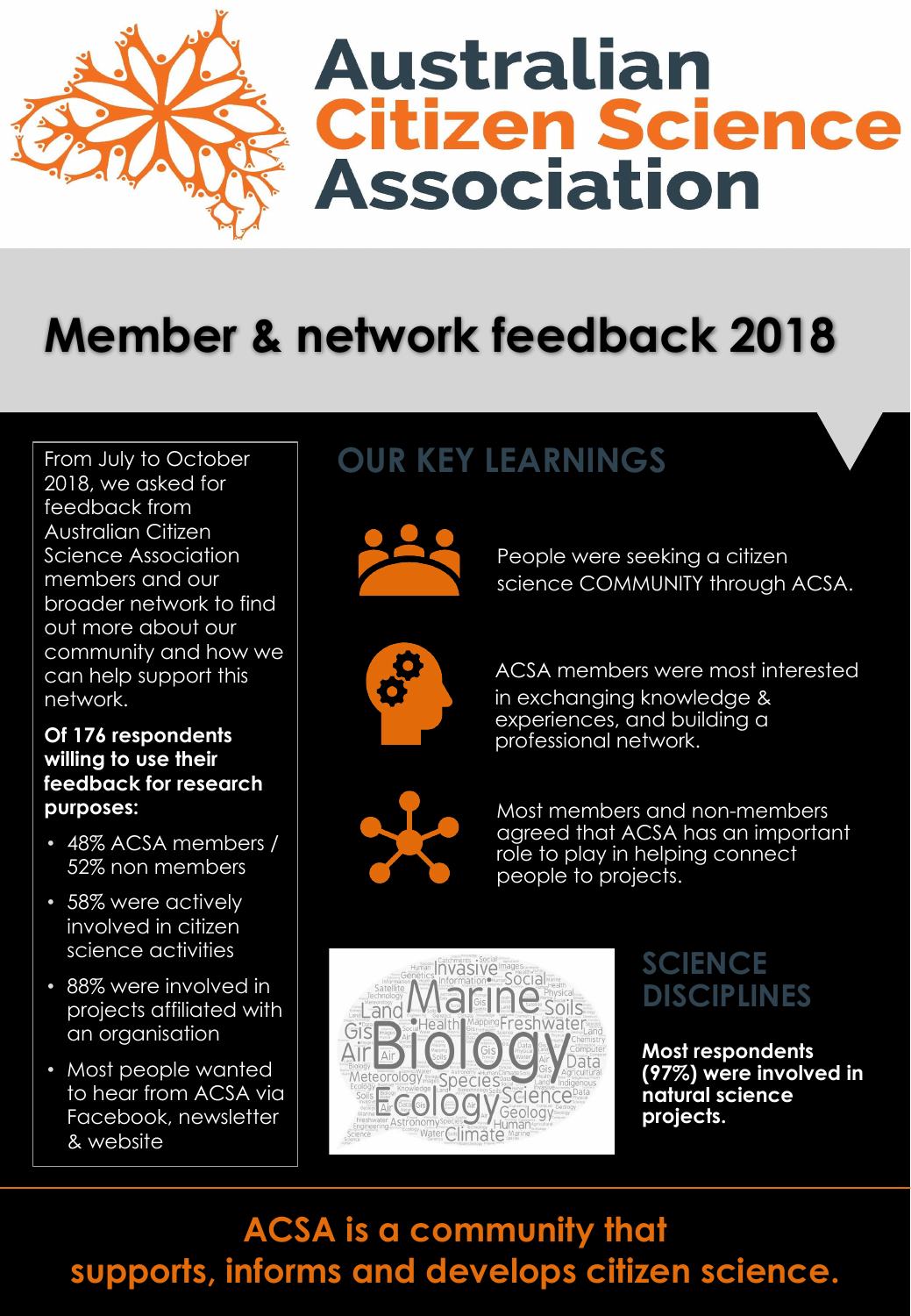# Australian Citizen Science Association

## Member & network feedback 2018

From July to October 2018, we asked for feedback from Australian Citizen Science Association members and our broader network to find out more about our community and how we can help support this network.

**Of 176 respondents willing to use their feedback for research purposes:**

- 48% ACSA members / 52% non members
- 58% were actively involved in citizen science activities
- 88% were involved in projects affiliated with an organisation
- Most people wanted to hear from ACSA via Facebook, newsletter & website

## OUR KEY LEARNINGS

People were seeking a citizen science COMMUNITY through ACSA.

ACSA members were most interested in exchanging knowledge & experiences, and building a professional network.

Most members and non-members agreed that ACSA has an important role to play in helping connect people to projects.

## SCIENCE DISCIPLINES

**Most respondents (97%) were involved in natural science projects.**

**ACSA is a community that supports, informs and develops citizen science.**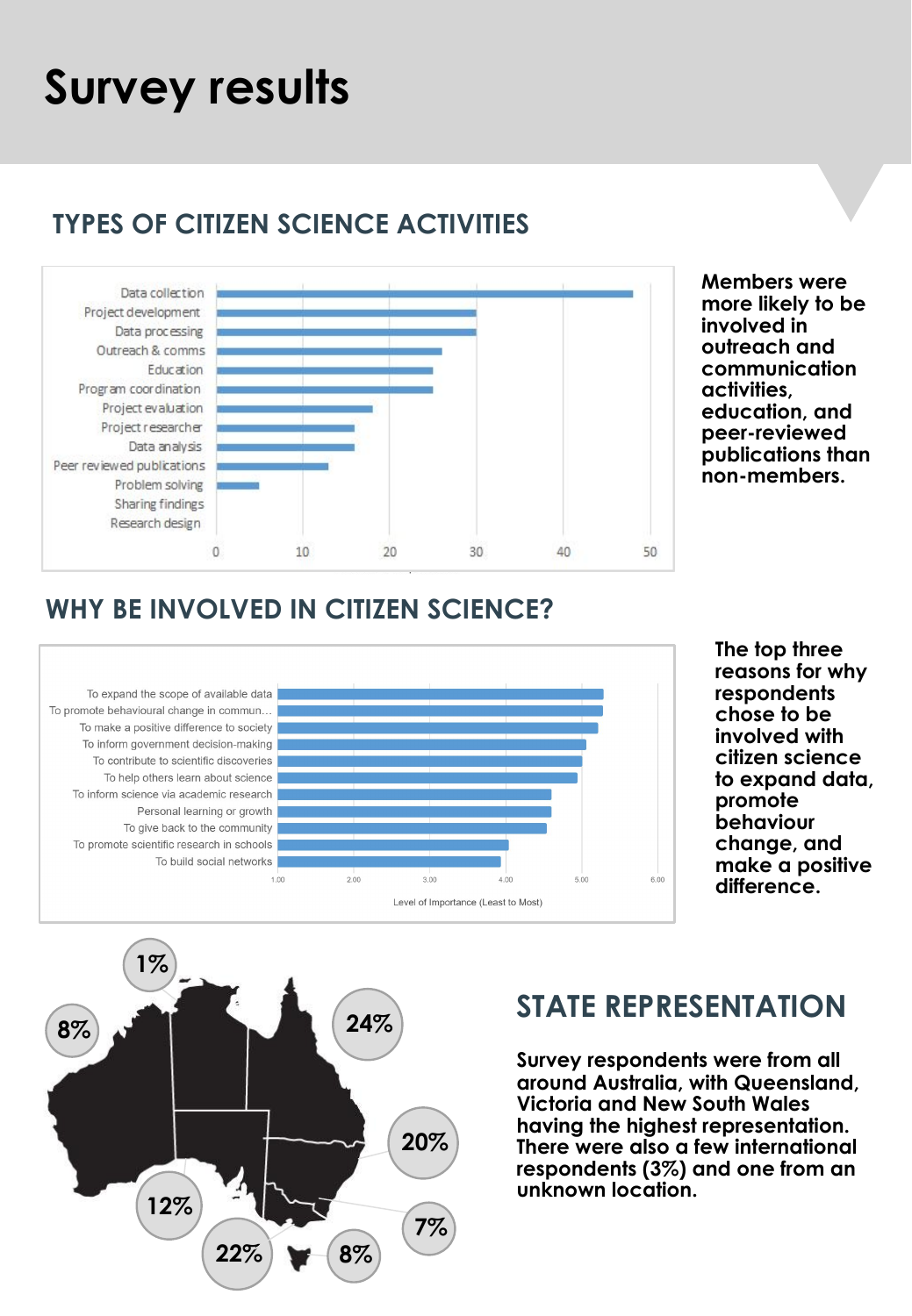# Survey results

## TYPES OF CITIZEN SCIENCE ACTIVITIES

Data collection
Project development
Data processing
Outreach & comms
Education
Program coordination
Project evaluation
Project researcher
Data analysis
Peer reviewed publications
Problem solving
Sharing findings
Research design

0 10 20 30 40 50

**Members were more likely to be involved in outreach and communication activities, education, and peer-reviewed publications than non-members.**

## WHY BE INVOLVED IN CITIZEN SCIENCE?

To expand the scope of available data
To promote behavioural change in commun...
To make a positive difference to society
To inform government decision-making
To contribute to scientific discoveries
To help others learn about science
To inform science via academic research
Personal learning or growth
To give back to the community
To promote scientific research in schools
To build social networks

1.00 2.00 3.00 4.00 5.00 6.00

Level of Importance (Least to Most)

**The top three reasons for why respondents chose to be involved with citizen science to expand data, promote behaviour change, and make a positive difference.**

1% 8% 24% 20% 12% 22% 7% 8%

## STATE REPRESENTATION

**Survey respondents were from all around Australia, with Queensland, Victoria and New South Wales having the highest representation. There were also a few international respondents (3%) and one from an unknown location.**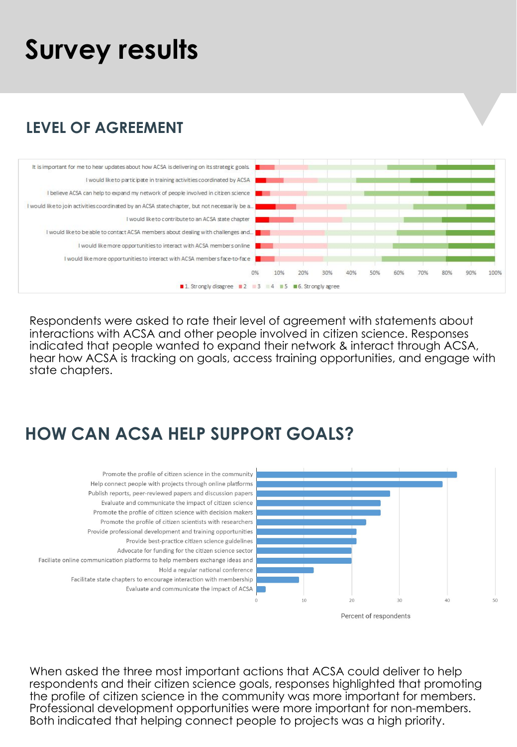# Survey results

## LEVEL OF AGREEMENT

It is important for me to hear updates about how ACSA is delivering on its strategic goals
I would like to participate in training activities coordinated by ACSA
I believe ACSA can help to expand my network of people involved in citizen science
I would like to join activities coordinated by an ACSA state chapter, but not necessarily be a...
I would like to contribute to an ACSA state chapter
I would like to be able to contact ACSA members about dealing with challenges and...
I would like more opportunities to interact with ACSA members online
I would like more opportunities to interact with ACSA members face-to-face

0% 10% 20% 30% 40% 50% 60% 70% 80% 90% 100%

1. Strongly disagree 2 3 4 5 6. Strongly agree

Respondents were asked to rate their level of agreement with statements about interactions with ACSA and other people involved in citizen science. Responses indicated that people wanted to expand their network & interact through ACSA, hear how ACSA is tracking on goals, access training opportunities, and engage with state chapters.

## HOW CAN ACSA HELP SUPPORT GOALS?

Promote the profile of citizen science in the community
Help connect people with projects through online platforms
Publish reports, peer-reviewed papers and discussion papers
Evaluate and communicate the impact of citizen science
Promote the profile of citizen science with decision makers
Promote the profile of citizen scientists with researchers
Provide professional development and training opportunities
Provide best-practice citizen science guidelines
Advocate for funding for the citizen science sector
Faciliate online communication platforms to help members exchange ideas and
Hold a regular national conference
Facilitate state chapters to encourage interaction with membership
Evaluate and communicate the impact of ACSA

0 10 20 30 40 50

Percent of respondents

When asked the three most important actions that ACSA could deliver to help respondents and their citizen science goals, responses highlighted that promoting the profile of citizen science in the community was more important for members. Professional development opportunities were more important for non-members. Both indicated that helping connect people to projects was a high priority.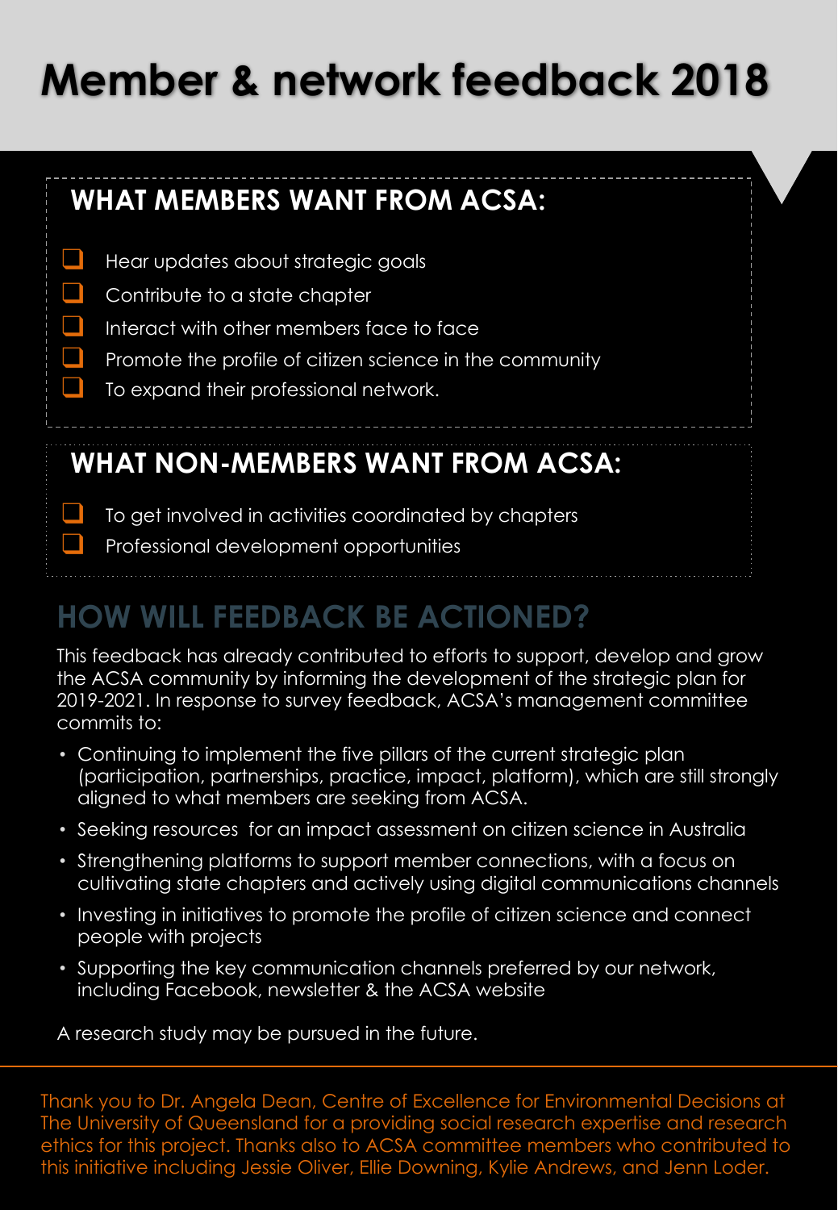# Member & network feedback 2018

## WHAT MEMBERS WANT FROM ACSA:

- Hear updates about strategic goals
- Contribute to a state chapter
- Interact with other members face to face
- Promote the profile of citizen science in the community
- To expand their professional network.

## WHAT NON-MEMBERS WANT FROM ACSA:

- To get involved in activities coordinated by chapters
- Professional development opportunities

## HOW WILL FEEDBACK BE ACTIONED?

This feedback has already contributed to efforts to support, develop and grow the ACSA community by informing the development of the strategic plan for 2019-2021. In response to survey feedback, ACSA's management committee commits to:

- Continuing to implement the five pillars of the current strategic plan (participation, partnerships, practice, impact, platform), which are still strongly aligned to what members are seeking from ACSA.
- Seeking resources for an impact assessment on citizen science in Australia
- Strengthening platforms to support member connections, with a focus on cultivating state chapters and actively using digital communications channels
- Investing in initiatives to promote the profile of citizen science and connect people with projects
- Supporting the key communication channels preferred by our network, including Facebook, newsletter & the ACSA website

A research study may be pursued in the future.

Thank you to Dr. Angela Dean, Centre of Excellence for Environmental Decisions at The University of Queensland for a providing social research expertise and research ethics for this project. Thanks also to ACSA committee members who contributed to this initiative including Jessie Oliver, Ellie Downing, Kylie Andrews, and Jenn Loder.